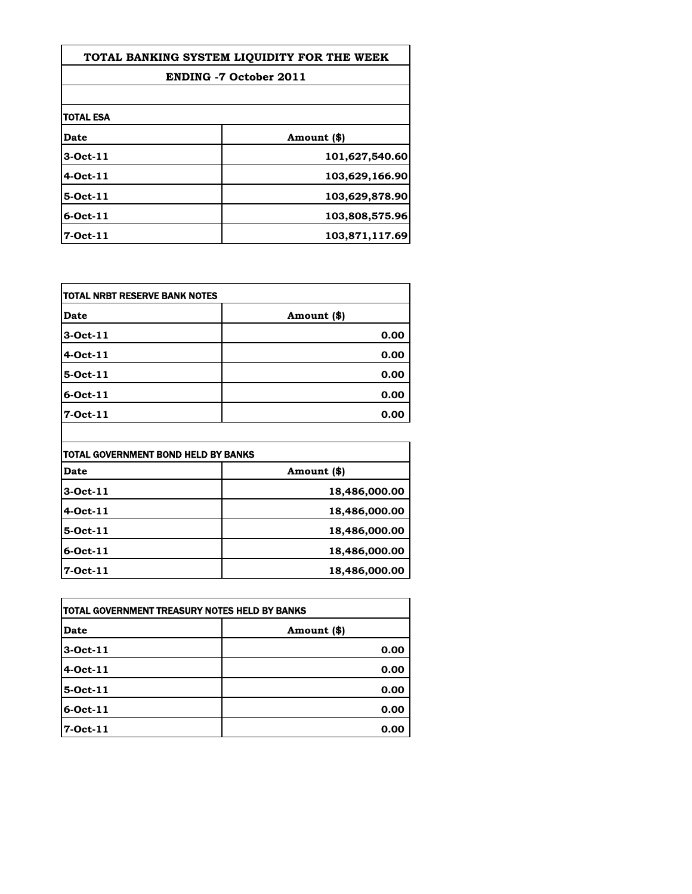# TOTAL BANKING SYSTEM LIQUIDITY FOR THE WEEK

## ENDING -7 October 2011

**TOTAL ESA**

| Date | Amount ($) |
|---|---|
| 3-Oct-11 | 101,627,540.60 |
| 4-Oct-11 | 103,629,166.90 |
| 5-Oct-11 | 103,629,878.90 |
| 6-Oct-11 | 103,808,575.96 |
| 7-Oct-11 | 103,871,117.69 |

**TOTAL NRBT RESERVE BANK NOTES**

| Date | Amount ($) |
|---|---|
| 3-Oct-11 | 0.00 |
| 4-Oct-11 | 0.00 |
| 5-Oct-11 | 0.00 |
| 6-Oct-11 | 0.00 |
| 7-Oct-11 | 0.00 |

**TOTAL GOVERNMENT BOND HELD BY BANKS**

| Date | Amount ($) |
|---|---|
| 3-Oct-11 | 18,486,000.00 |
| 4-Oct-11 | 18,486,000.00 |
| 5-Oct-11 | 18,486,000.00 |
| 6-Oct-11 | 18,486,000.00 |
| 7-Oct-11 | 18,486,000.00 |

**TOTAL GOVERNMENT TREASURY NOTES HELD BY BANKS**

| Date | Amount ($) |
|---|---|
| 3-Oct-11 | 0.00 |
| 4-Oct-11 | 0.00 |
| 5-Oct-11 | 0.00 |
| 6-Oct-11 | 0.00 |
| 7-Oct-11 | 0.00 |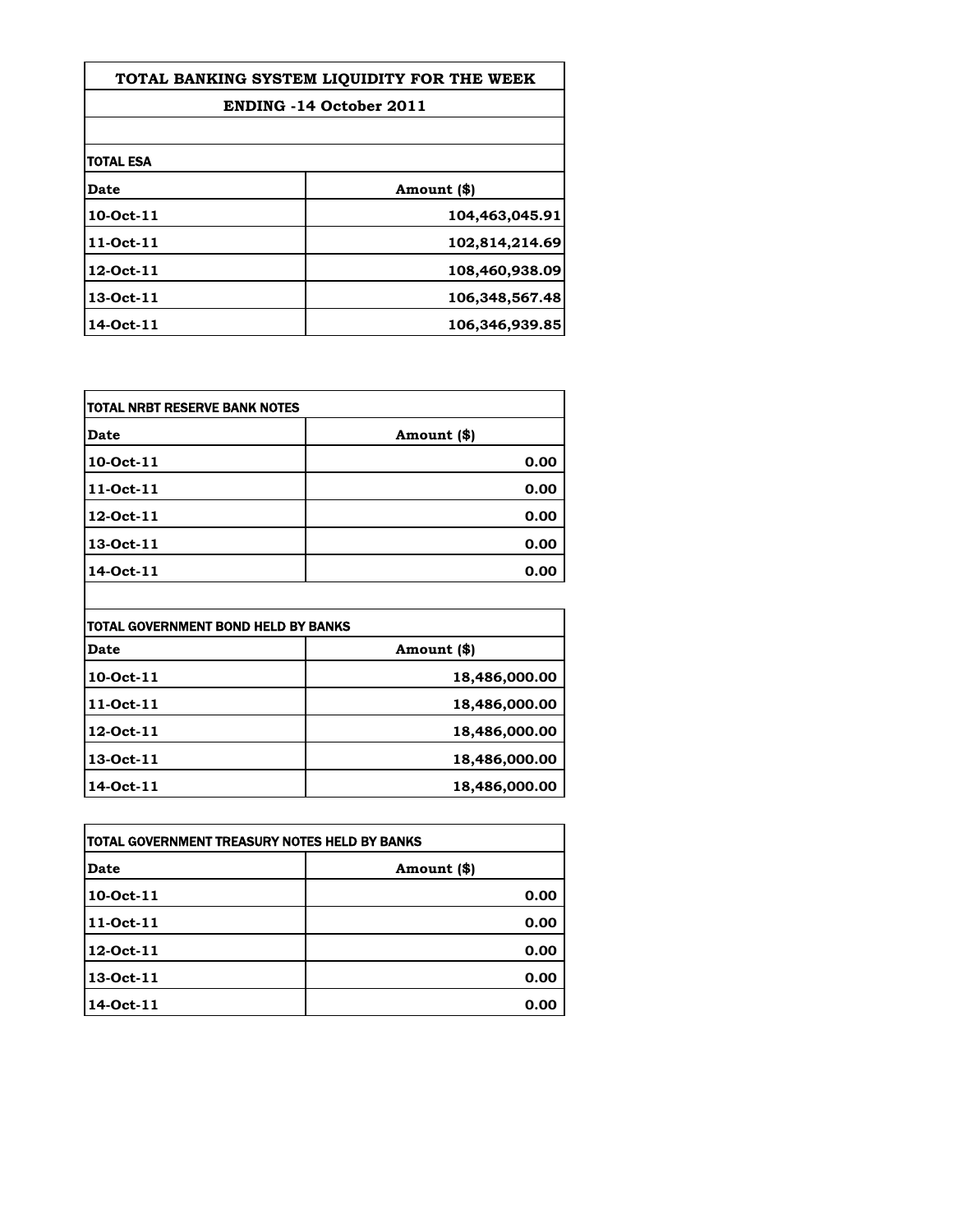## TOTAL BANKING SYSTEM LIQUIDITY FOR THE WEEK

### ENDING -14 October 2011

**TOTAL ESA**

| Date | Amount ($) |
|---|---|
| 10-Oct-11 | 104,463,045.91 |
| 11-Oct-11 | 102,814,214.69 |
| 12-Oct-11 | 108,460,938.09 |
| 13-Oct-11 | 106,348,567.48 |
| 14-Oct-11 | 106,346,939.85 |

**TOTAL NRBT RESERVE BANK NOTES**

| Date | Amount ($) |
|---|---|
| 10-Oct-11 | 0.00 |
| 11-Oct-11 | 0.00 |
| 12-Oct-11 | 0.00 |
| 13-Oct-11 | 0.00 |
| 14-Oct-11 | 0.00 |

**TOTAL GOVERNMENT BOND HELD BY BANKS**

| Date | Amount ($) |
|---|---|
| 10-Oct-11 | 18,486,000.00 |
| 11-Oct-11 | 18,486,000.00 |
| 12-Oct-11 | 18,486,000.00 |
| 13-Oct-11 | 18,486,000.00 |
| 14-Oct-11 | 18,486,000.00 |

**TOTAL GOVERNMENT TREASURY NOTES HELD BY BANKS**

| Date | Amount ($) |
|---|---|
| 10-Oct-11 | 0.00 |
| 11-Oct-11 | 0.00 |
| 12-Oct-11 | 0.00 |
| 13-Oct-11 | 0.00 |
| 14-Oct-11 | 0.00 |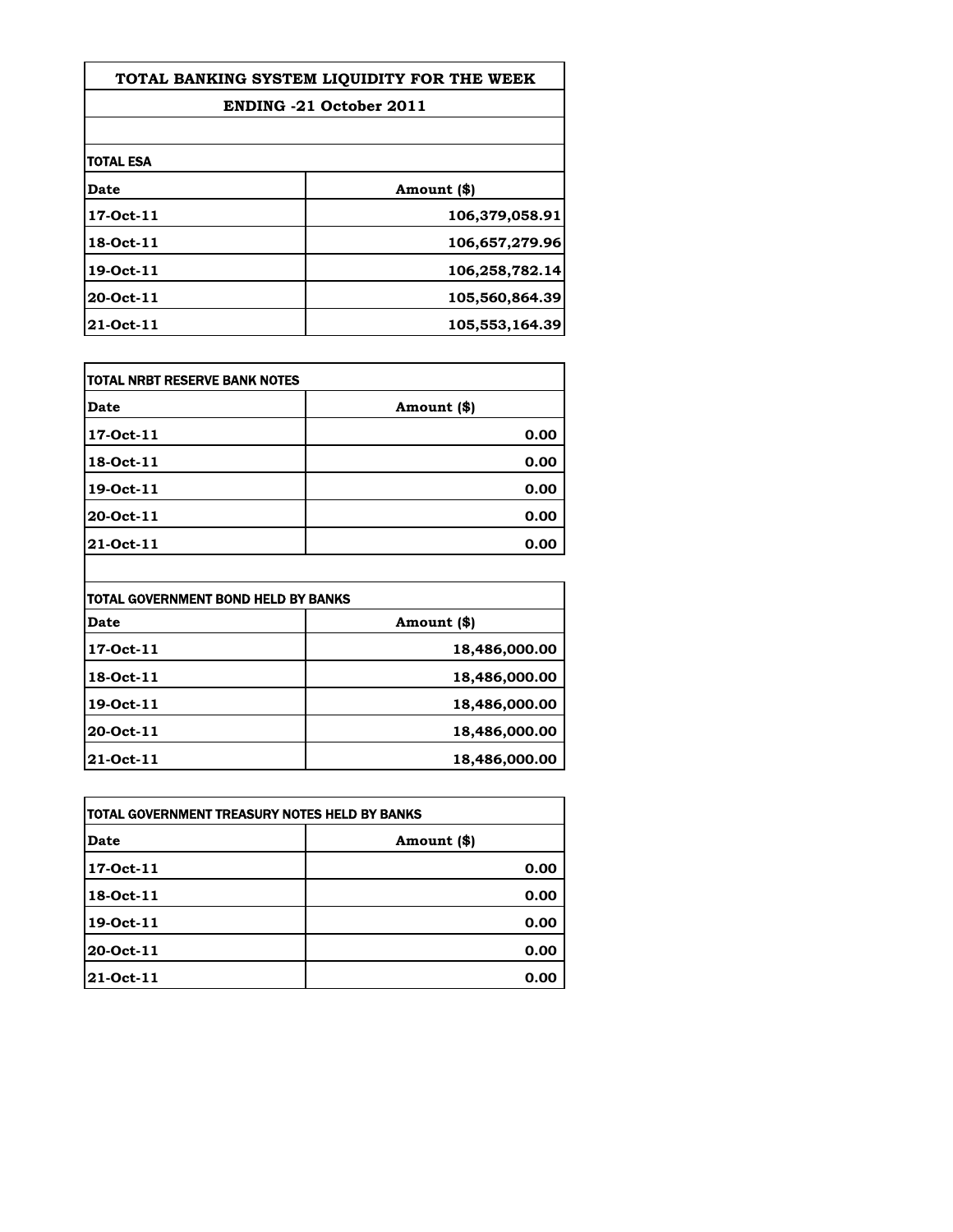# TOTAL BANKING SYSTEM LIQUIDITY FOR THE WEEK

## ENDING -21 October 2011

**TOTAL ESA**

| Date | Amount ($) |
|---|---|
| 17-Oct-11 | 106,379,058.91 |
| 18-Oct-11 | 106,657,279.96 |
| 19-Oct-11 | 106,258,782.14 |
| 20-Oct-11 | 105,560,864.39 |
| 21-Oct-11 | 105,553,164.39 |

**TOTAL NRBT RESERVE BANK NOTES**

| Date | Amount ($) |
|---|---|
| 17-Oct-11 | 0.00 |
| 18-Oct-11 | 0.00 |
| 19-Oct-11 | 0.00 |
| 20-Oct-11 | 0.00 |
| 21-Oct-11 | 0.00 |

**TOTAL GOVERNMENT BOND HELD BY BANKS**

| Date | Amount ($) |
|---|---|
| 17-Oct-11 | 18,486,000.00 |
| 18-Oct-11 | 18,486,000.00 |
| 19-Oct-11 | 18,486,000.00 |
| 20-Oct-11 | 18,486,000.00 |
| 21-Oct-11 | 18,486,000.00 |

**TOTAL GOVERNMENT TREASURY NOTES HELD BY BANKS**

| Date | Amount ($) |
|---|---|
| 17-Oct-11 | 0.00 |
| 18-Oct-11 | 0.00 |
| 19-Oct-11 | 0.00 |
| 20-Oct-11 | 0.00 |
| 21-Oct-11 | 0.00 |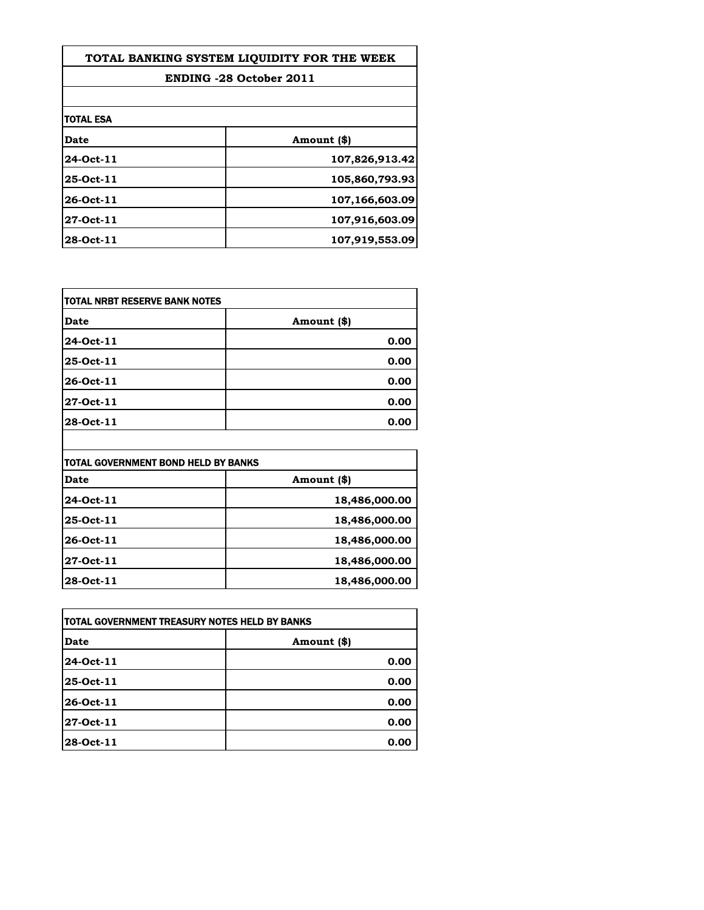# TOTAL BANKING SYSTEM LIQUIDITY FOR THE WEEK

## ENDING -28 October 2011

**TOTAL ESA**

| Date | Amount ($) |
|---|---|
| 24-Oct-11 | 107,826,913.42 |
| 25-Oct-11 | 105,860,793.93 |
| 26-Oct-11 | 107,166,603.09 |
| 27-Oct-11 | 107,916,603.09 |
| 28-Oct-11 | 107,919,553.09 |

**TOTAL NRBT RESERVE BANK NOTES**

| Date | Amount ($) |
|---|---|
| 24-Oct-11 | 0.00 |
| 25-Oct-11 | 0.00 |
| 26-Oct-11 | 0.00 |
| 27-Oct-11 | 0.00 |
| 28-Oct-11 | 0.00 |

**TOTAL GOVERNMENT BOND HELD BY BANKS**

| Date | Amount ($) |
|---|---|
| 24-Oct-11 | 18,486,000.00 |
| 25-Oct-11 | 18,486,000.00 |
| 26-Oct-11 | 18,486,000.00 |
| 27-Oct-11 | 18,486,000.00 |
| 28-Oct-11 | 18,486,000.00 |

**TOTAL GOVERNMENT TREASURY NOTES HELD BY BANKS**

| Date | Amount ($) |
|---|---|
| 24-Oct-11 | 0.00 |
| 25-Oct-11 | 0.00 |
| 26-Oct-11 | 0.00 |
| 27-Oct-11 | 0.00 |
| 28-Oct-11 | 0.00 |